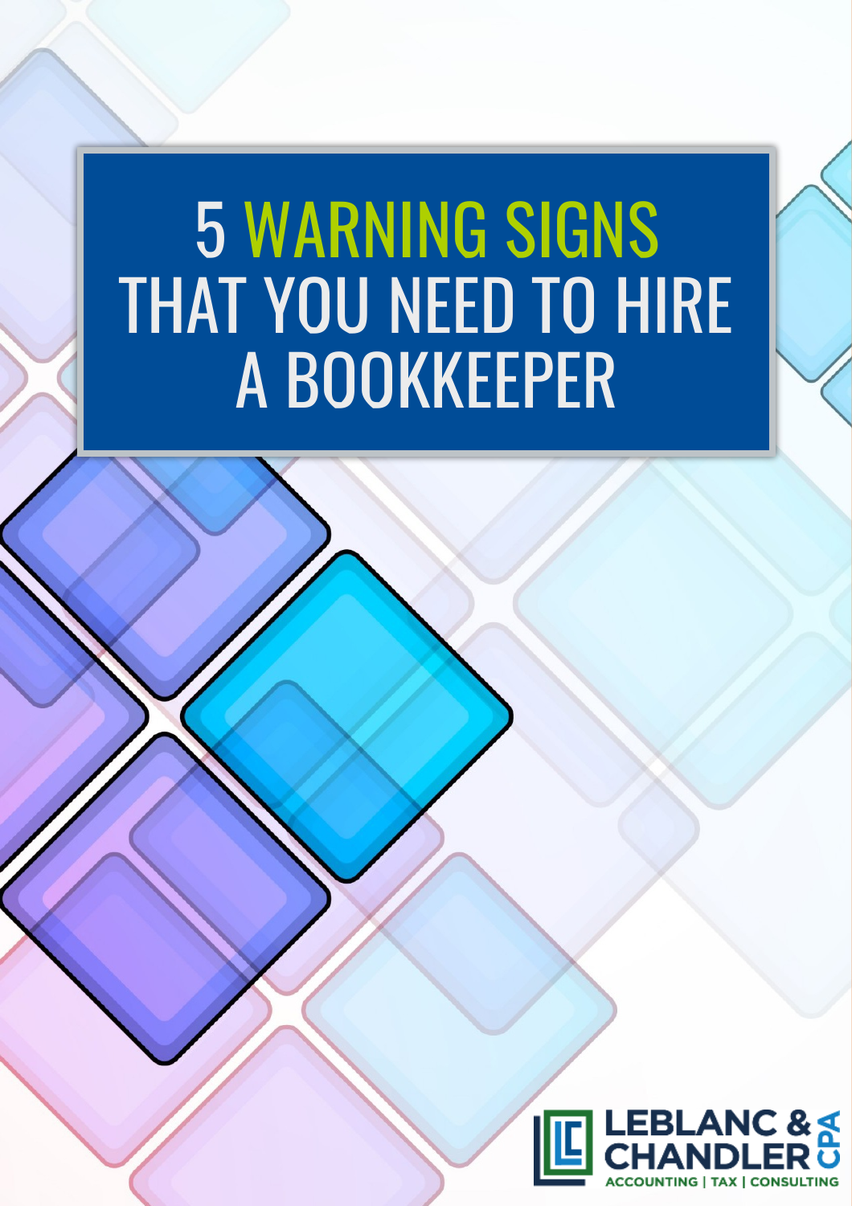# 5 WARNING SIGNS THAT YOU NEED TO HIRE A BOOKKEEPER

LEBLANC & CHANDLER CPA

ACCOUNTING | TAX | CONSULTING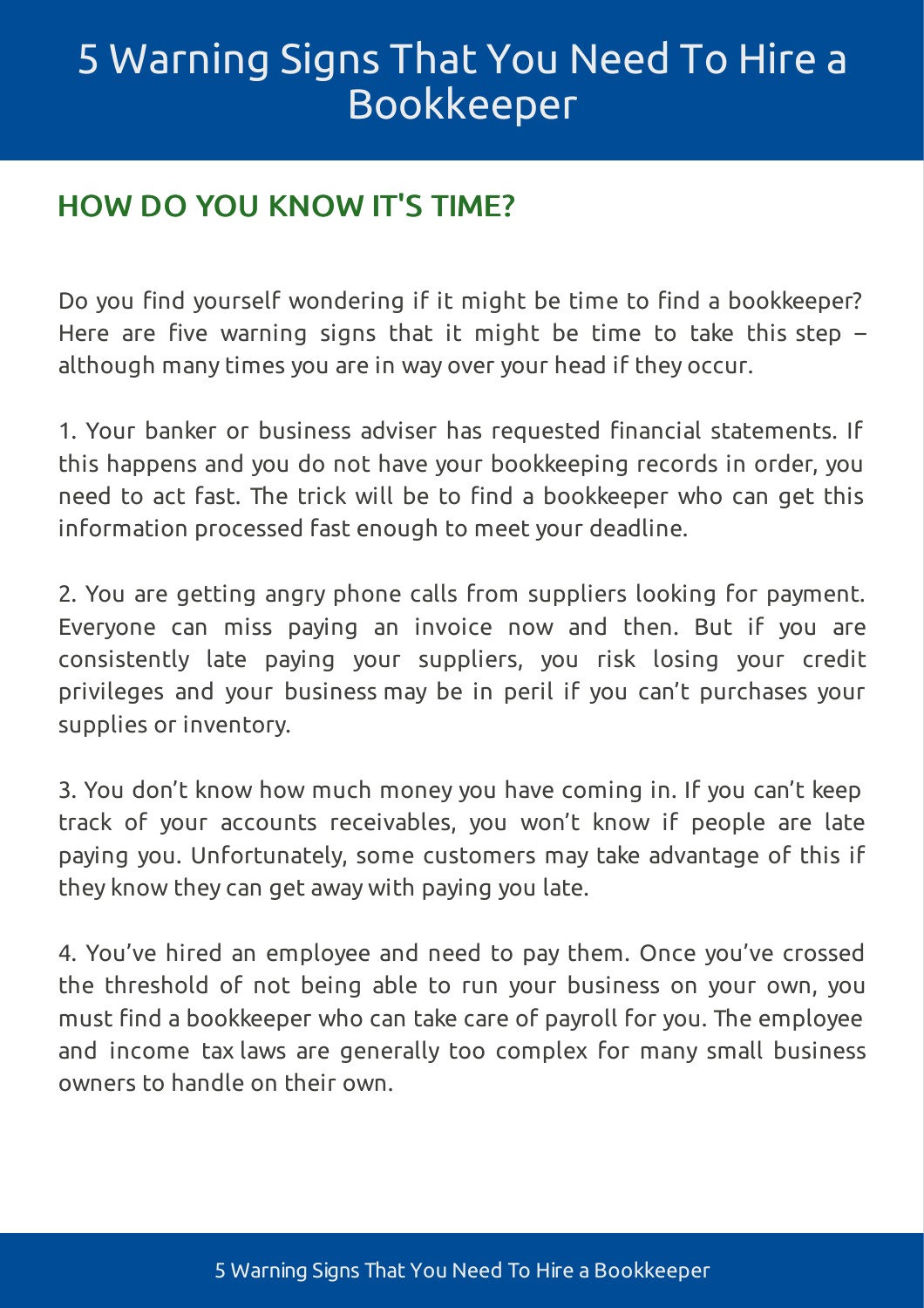# 5 Warning Signs That You Need To Hire a Bookkeeper

## HOW DO YOU KNOW IT'S TIME?

Do you find yourself wondering if it might be time to find a bookkeeper? Here are five warning signs that it might be time to take this step – although many times you are in way over your head if they occur.

1. Your banker or business adviser has requested financial statements. If this happens and you do not have your bookkeeping records in order, you need to act fast. The trick will be to find a bookkeeper who can get this information processed fast enough to meet your deadline.

2. You are getting angry phone calls from suppliers looking for payment. Everyone can miss paying an invoice now and then. But if you are consistently late paying your suppliers, you risk losing your credit privileges and your business may be in peril if you can't purchases your supplies or inventory.

3. You don't know how much money you have coming in. If you can't keep track of your accounts receivables, you won't know if people are late paying you. Unfortunately, some customers may take advantage of this if they know they can get away with paying you late.

4. You've hired an employee and need to pay them. Once you've crossed the threshold of not being able to run your business on your own, you must find a bookkeeper who can take care of payroll for you. The employee and income tax laws are generally too complex for many small business owners to handle on their own.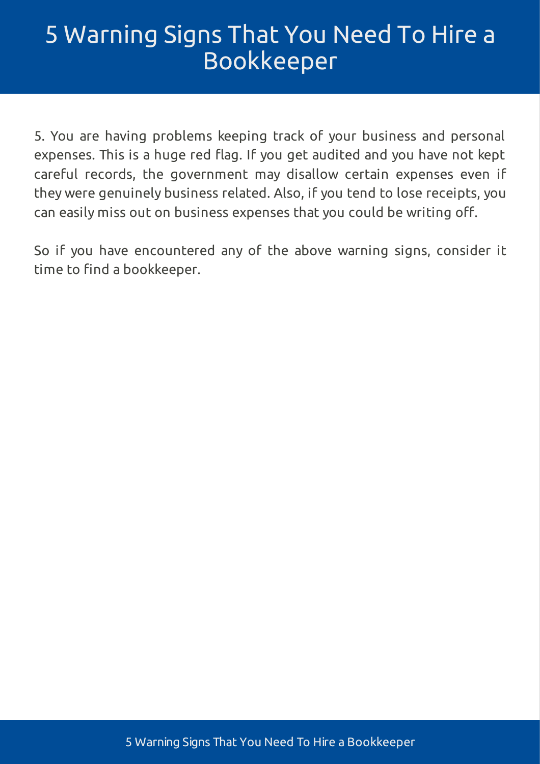# 5 Warning Signs That You Need To Hire a Bookkeeper

5. You are having problems keeping track of your business and personal expenses. This is a huge red flag. If you get audited and you have not kept careful records, the government may disallow certain expenses even if they were genuinely business related. Also, if you tend to lose receipts, you can easily miss out on business expenses that you could be writing off.

So if you have encountered any of the above warning signs, consider it time to find a bookkeeper.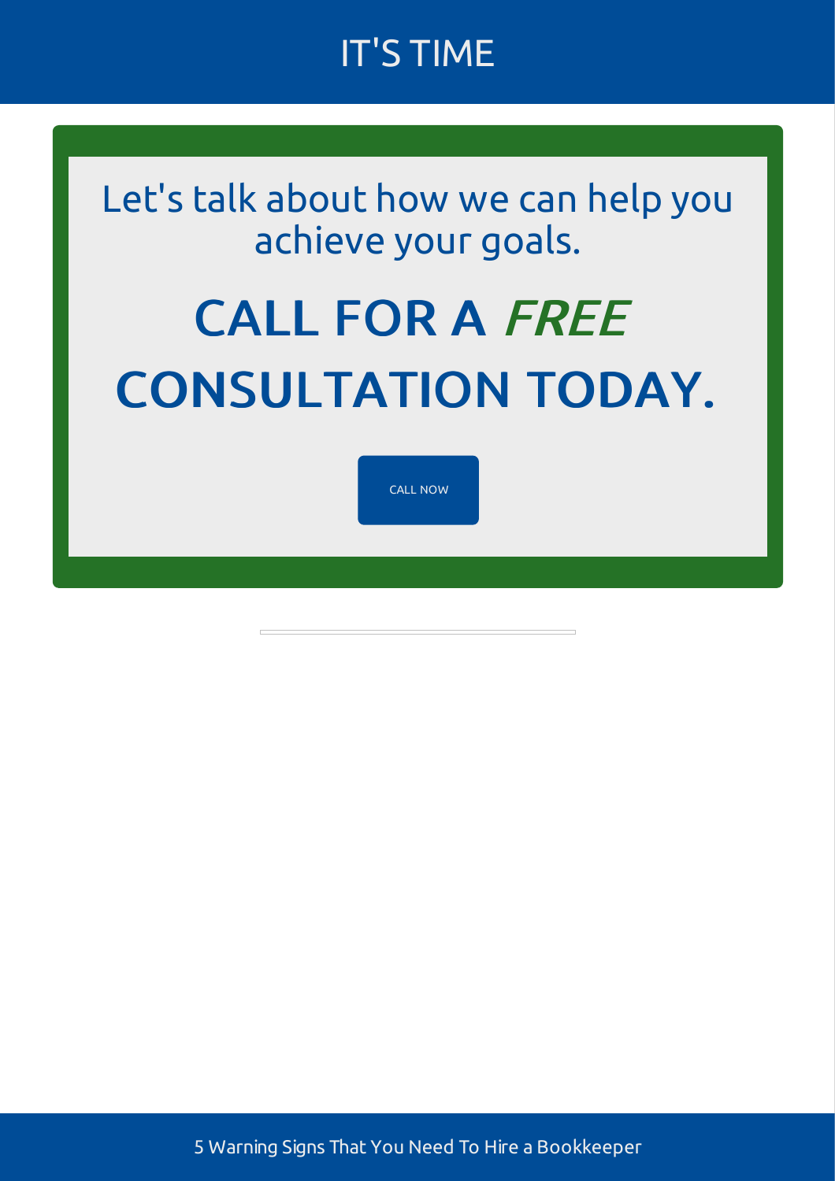# IT'S TIME

Let's talk about how we can help you achieve your goals.

## CALL FOR A *FREE* CONSULTATION TODAY.

CALL NOW